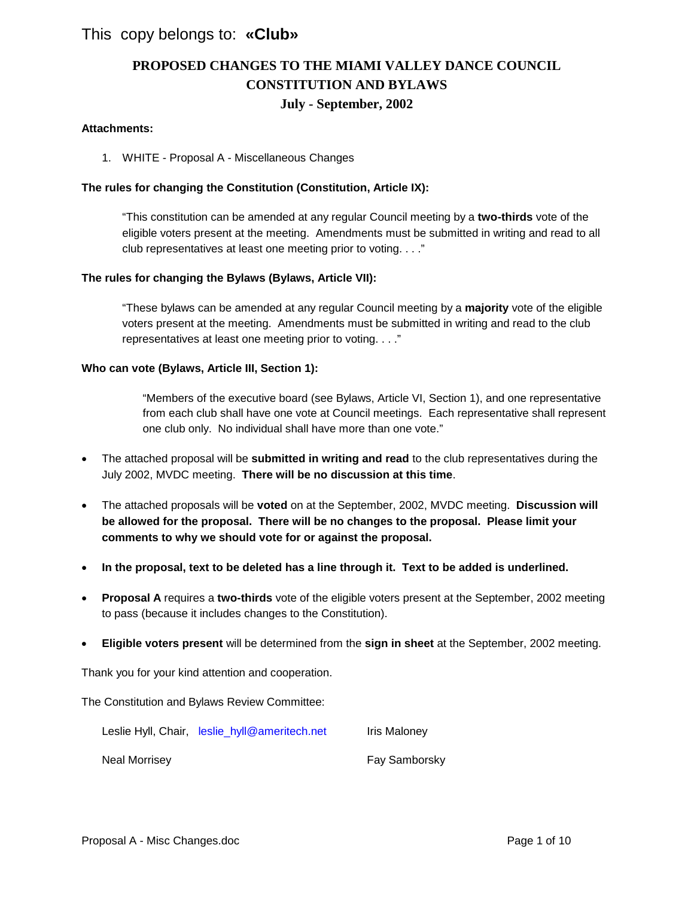This copy belongs to: **«Club»**

# PROPOSED CHANGES TO THE MIAMI VALLEY DANCE COUNCIL CONSTITUTION AND BYLAWS

## July - September, 2002

**Attachments:**

1. WHITE - Proposal A - Miscellaneous Changes

**The rules for changing the Constitution (Constitution, Article IX):**

> "This constitution can be amended at any regular Council meeting by a **two-thirds** vote of the eligible voters present at the meeting. Amendments must be submitted in writing and read to all club representatives at least one meeting prior to voting. . . ."

**The rules for changing the Bylaws (Bylaws, Article VII):**

> "These bylaws can be amended at any regular Council meeting by a **majority** vote of the eligible voters present at the meeting. Amendments must be submitted in writing and read to the club representatives at least one meeting prior to voting. . . ."

**Who can vote (Bylaws, Article III, Section 1):**

> "Members of the executive board (see Bylaws, Article VI, Section 1), and one representative from each club shall have one vote at Council meetings. Each representative shall represent one club only. No individual shall have more than one vote."

- The attached proposal will be **submitted in writing and read** to the club representatives during the July 2002, MVDC meeting. **There will be no discussion at this time**.
- The attached proposals will be **voted** on at the September, 2002, MVDC meeting. **Discussion will be allowed for the proposal. There will be no changes to the proposal. Please limit your comments to why we should vote for or against the proposal.**
- **In the proposal, text to be deleted has a line through it. Text to be added is underlined.**
- **Proposal A** requires a **two-thirds** vote of the eligible voters present at the September, 2002 meeting to pass (because it includes changes to the Constitution).
- **Eligible voters present** will be determined from the **sign in sheet** at the September, 2002 meeting.

Thank you for your kind attention and cooperation.

The Constitution and Bylaws Review Committee:

Leslie Hyll, Chair, leslie_hyll@ameritech.net
Iris Maloney
Neal Morrisey
Fay Samborsky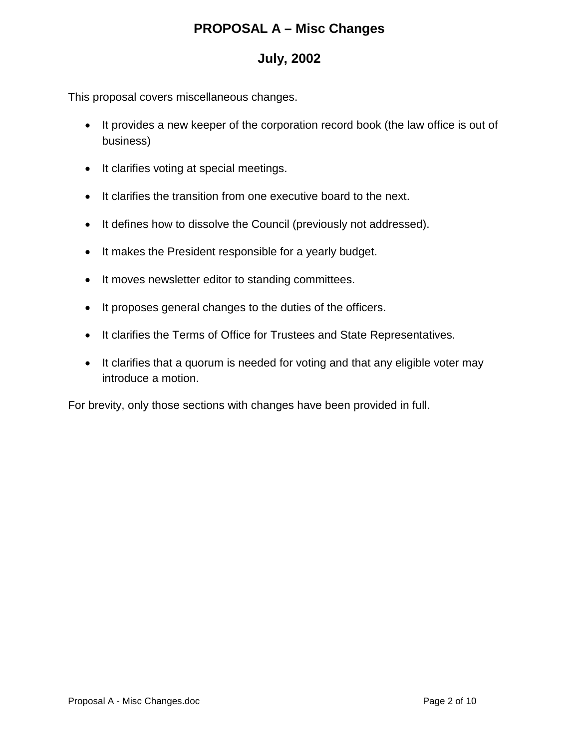# PROPOSAL A – Misc Changes

## July, 2002

This proposal covers miscellaneous changes.

- It provides a new keeper of the corporation record book (the law office is out of business)
- It clarifies voting at special meetings.
- It clarifies the transition from one executive board to the next.
- It defines how to dissolve the Council (previously not addressed).
- It makes the President responsible for a yearly budget.
- It moves newsletter editor to standing committees.
- It proposes general changes to the duties of the officers.
- It clarifies the Terms of Office for Trustees and State Representatives.
- It clarifies that a quorum is needed for voting and that any eligible voter may introduce a motion.

For brevity, only those sections with changes have been provided in full.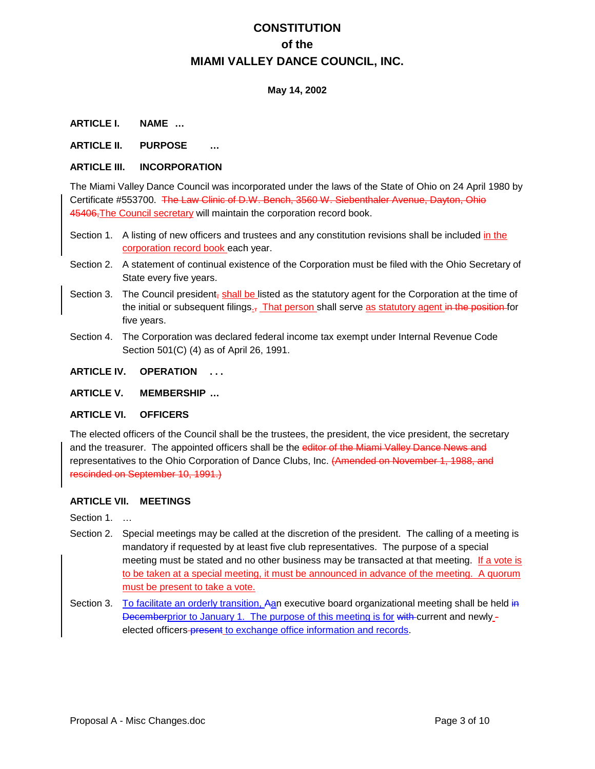# CONSTITUTION
# of the
# MIAMI VALLEY DANCE COUNCIL, INC.

**May 14, 2002**

**ARTICLE I. NAME …**

**ARTICLE II. PURPOSE …**

**ARTICLE III. INCORPORATION**

The Miami Valley Dance Council was incorporated under the laws of the State of Ohio on 24 April 1980 by Certificate #553700. ~~The Law Clinic of D.W. Bench, 3560 W. Siebenthaler Avenue, Dayton, Ohio 45406,~~The Council secretary will maintain the corporation record book.

Section 1. A listing of new officers and trustees and any constitution revisions shall be included in the corporation record book each year.

Section 2. A statement of continual existence of the Corporation must be filed with the Ohio Secretary of State every five years.

Section 3. The Council president~~,~~ shall be listed as the statutory agent for the Corporation at the time of the initial or subsequent filings.~~,~~ That person shall serve as statutory agent ~~in the position~~ for five years.

Section 4. The Corporation was declared federal income tax exempt under Internal Revenue Code Section 501(C) (4) as of April 26, 1991.

**ARTICLE IV. OPERATION . . .**

**ARTICLE V. MEMBERSHIP …**

**ARTICLE VI. OFFICERS**

The elected officers of the Council shall be the trustees, the president, the vice president, the secretary and the treasurer. The appointed officers shall be the ~~editor of the Miami Valley Dance News and~~ representatives to the Ohio Corporation of Dance Clubs, Inc. ~~(Amended on November 1, 1988, and rescinded on September 10, 1991.)~~

**ARTICLE VII. MEETINGS**

Section 1. …

Section 2. Special meetings may be called at the discretion of the president. The calling of a meeting is mandatory if requested by at least five club representatives. The purpose of a special meeting must be stated and no other business may be transacted at that meeting. If a vote is to be taken at a special meeting, it must be announced in advance of the meeting. A quorum must be present to take a vote.

Section 3. To facilitate an orderly transition, ~~A~~an executive board organizational meeting shall be held ~~in December~~prior to January 1. The purpose of this meeting is for ~~with~~ current and newly ~~-~~elected officers ~~present~~ to exchange office information and records.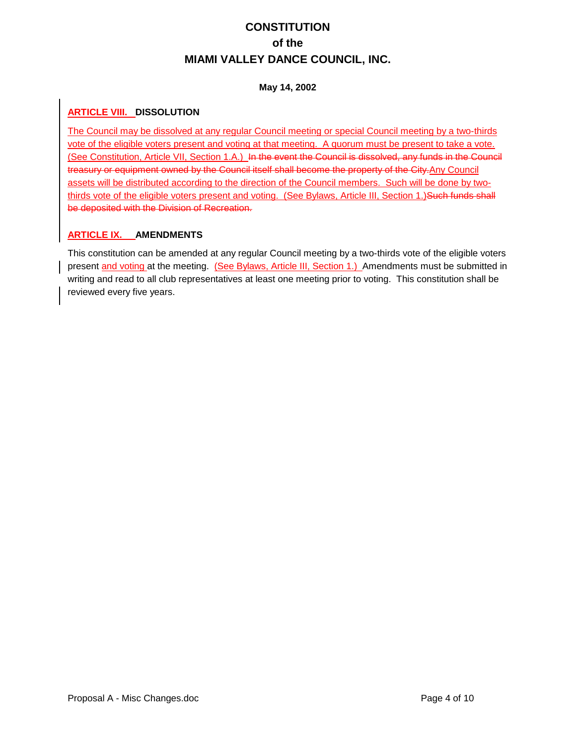# CONSTITUTION
# of the
# MIAMI VALLEY DANCE COUNCIL, INC.

**May 14, 2002**

## ARTICLE VIII. DISSOLUTION

The Council may be dissolved at any regular Council meeting or special Council meeting by a two-thirds vote of the eligible voters present and voting at that meeting. A quorum must be present to take a vote. (See Constitution, Article VII, Section 1.A.) ~~In the event the Council is dissolved, any funds in the Council treasury or equipment owned by the Council itself shall become the property of the City.~~Any Council assets will be distributed according to the direction of the Council members. Such will be done by two-thirds vote of the eligible voters present and voting. (See Bylaws, Article III, Section 1.)~~Such funds shall be deposited with the Division of Recreation.~~

## ARTICLE IX. AMENDMENTS

This constitution can be amended at any regular Council meeting by a two-thirds vote of the eligible voters present and voting at the meeting. (See Bylaws, Article III, Section 1.) Amendments must be submitted in writing and read to all club representatives at least one meeting prior to voting. This constitution shall be reviewed every five years.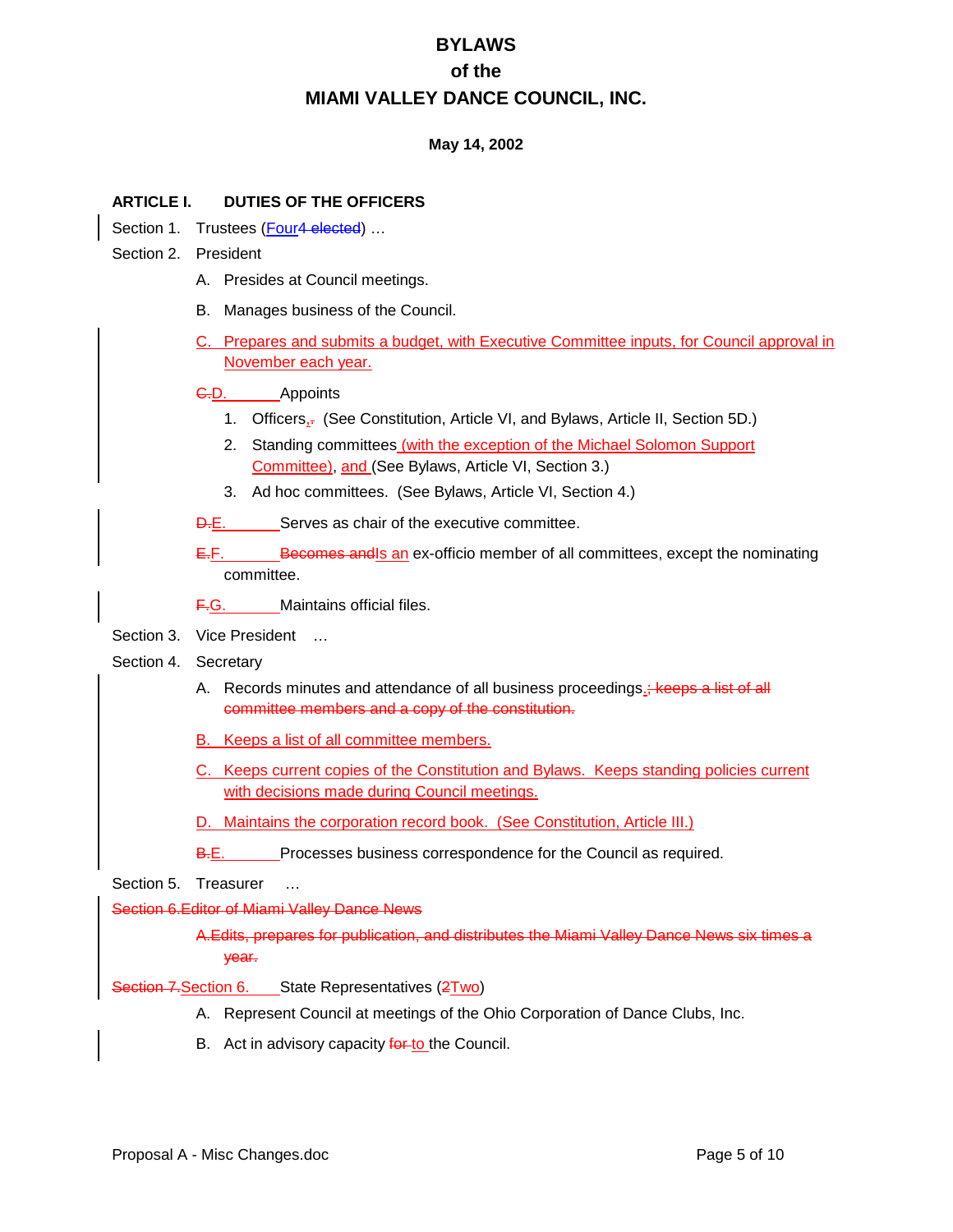# BYLAWS
# of the
# MIAMI VALLEY DANCE COUNCIL, INC.

**May 14, 2002**

## ARTICLE I. DUTIES OF THE OFFICERS

Section 1. Trustees (Four~~4 elected~~) …

Section 2. President

- A. Presides at Council meetings.
- B. Manages business of the Council.
- C. Prepares and submits a budget, with Executive Committee inputs, for Council approval in November each year.
- ~~C.~~D. Appoints
  1. Officers,~~.~~ (See Constitution, Article VI, and Bylaws, Article II, Section 5D.)
  2. Standing committees (with the exception of the Michael Solomon Support Committee), and (See Bylaws, Article VI, Section 3.)
  3. Ad hoc committees. (See Bylaws, Article VI, Section 4.)
- ~~D.~~E. Serves as chair of the executive committee.
- ~~E.~~F. ~~Becomes and~~Is an ex-officio member of all committees, except the nominating committee.
- ~~F.~~G. Maintains official files.

Section 3. Vice President …

Section 4. Secretary

- A. Records minutes and attendance of all business proceedings.~~; keeps a list of all committee members and a copy of the constitution.~~
- B. Keeps a list of all committee members.
- C. Keeps current copies of the Constitution and Bylaws. Keeps standing policies current with decisions made during Council meetings.
- D. Maintains the corporation record book. (See Constitution, Article III.)
- ~~B.~~E. Processes business correspondence for the Council as required.

Section 5. Treasurer …

~~Section 6. Editor of Miami Valley Dance News~~

- ~~A. Edits, prepares for publication, and distributes the Miami Valley Dance News six times a year.~~

~~Section 7.~~Section 6. State Representatives (~~2~~Two)

- A. Represent Council at meetings of the Ohio Corporation of Dance Clubs, Inc.
- B. Act in advisory capacity ~~for~~ to the Council.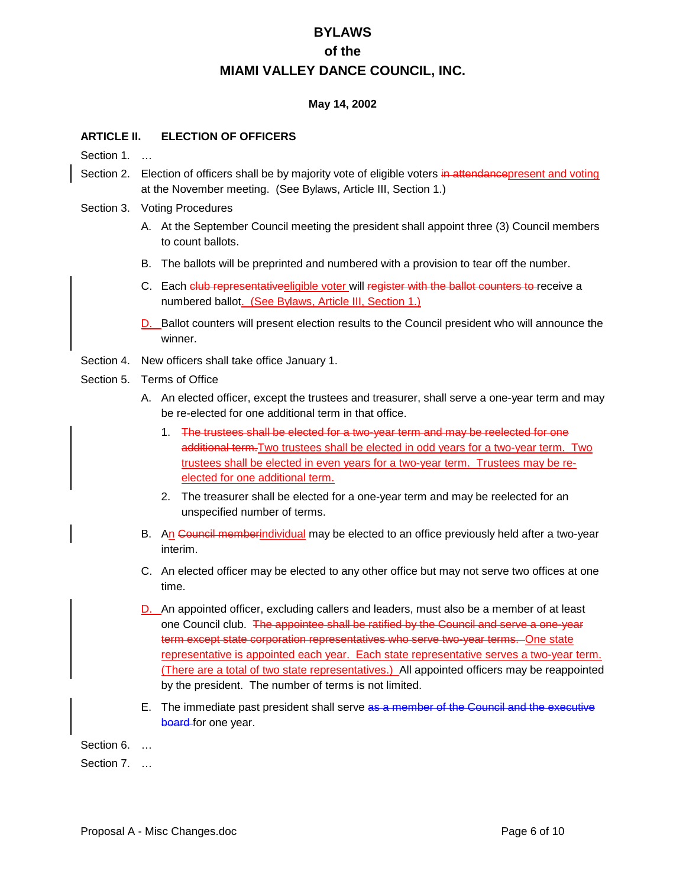# BYLAWS
# of the
# MIAMI VALLEY DANCE COUNCIL, INC.

**May 14, 2002**

## ARTICLE II. ELECTION OF OFFICERS

Section 1. …

Section 2. Election of officers shall be by majority vote of eligible voters ~~in attendance~~present and voting at the November meeting. (See Bylaws, Article III, Section 1.)

Section 3. Voting Procedures

A. At the September Council meeting the president shall appoint three (3) Council members to count ballots.

B. The ballots will be preprinted and numbered with a provision to tear off the number.

C. Each ~~club representative~~eligible voter will ~~register with the ballot counters to~~ receive a numbered ballot. (See Bylaws, Article III, Section 1.)

D. Ballot counters will present election results to the Council president who will announce the winner.

Section 4. New officers shall take office January 1.

Section 5. Terms of Office

A. An elected officer, except the trustees and treasurer, shall serve a one-year term and may be re-elected for one additional term in that office.

1. ~~The trustees shall be elected for a two-year term and may be reelected for one additional term.~~Two trustees shall be elected in odd years for a two-year term. Two trustees shall be elected in even years for a two-year term. Trustees may be re-elected for one additional term.
2. The treasurer shall be elected for a one-year term and may be reelected for an unspecified number of terms.

B. An ~~Council member~~individual may be elected to an office previously held after a two-year interim.

C. An elected officer may be elected to any other office but may not serve two offices at one time.

D. An appointed officer, excluding callers and leaders, must also be a member of at least one Council club. ~~The appointee shall be ratified by the Council and serve a one-year term except state corporation representatives who serve two-year terms.~~ One state representative is appointed each year. Each state representative serves a two-year term. (There are a total of two state representatives.) All appointed officers may be reappointed by the president. The number of terms is not limited.

E. The immediate past president shall serve ~~as a member of the Council and the executive board~~ for one year.

Section 6. …

Section 7. …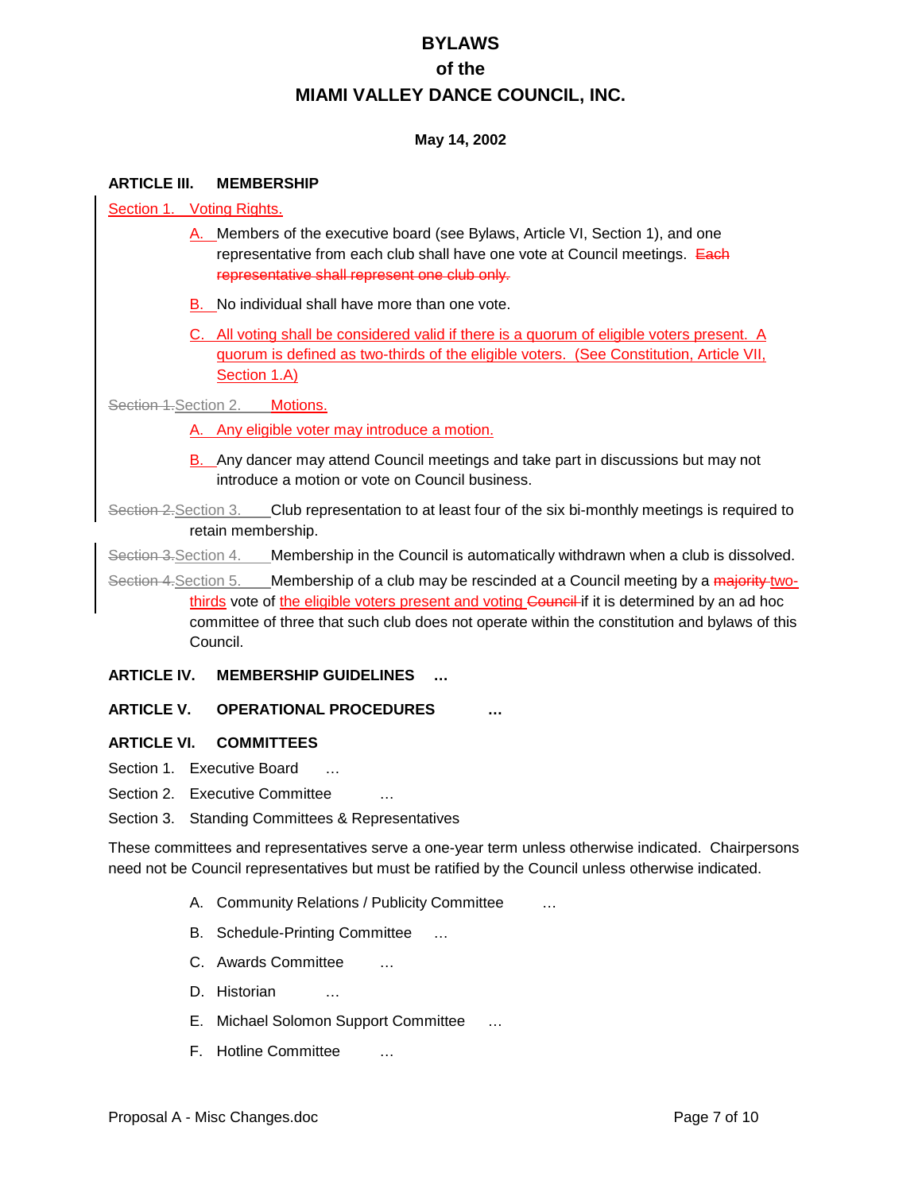# BYLAWS
# of the
# MIAMI VALLEY DANCE COUNCIL, INC.

**May 14, 2002**

## ARTICLE III. MEMBERSHIP

Section 1. Voting Rights.

A. Members of the executive board (see Bylaws, Article VI, Section 1), and one representative from each club shall have one vote at Council meetings. ~~Each representative shall represent one club only.~~

B. No individual shall have more than one vote.

C. All voting shall be considered valid if there is a quorum of eligible voters present. A quorum is defined as two-thirds of the eligible voters. (See Constitution, Article VII, Section 1.A)

~~Section 1.~~Section 2. Motions.

A. Any eligible voter may introduce a motion.

B. Any dancer may attend Council meetings and take part in discussions but may not introduce a motion or vote on Council business.

~~Section 2.~~Section 3. Club representation to at least four of the six bi-monthly meetings is required to retain membership.

~~Section 3.~~Section 4. Membership in the Council is automatically withdrawn when a club is dissolved.

~~Section 4.~~Section 5. Membership of a club may be rescinded at a Council meeting by a ~~majority~~ two-thirds vote of the eligible voters present and voting ~~Council~~ if it is determined by an ad hoc committee of three that such club does not operate within the constitution and bylaws of this Council.

## ARTICLE IV. MEMBERSHIP GUIDELINES …

## ARTICLE V. OPERATIONAL PROCEDURES …

## ARTICLE VI. COMMITTEES

Section 1. Executive Board …

Section 2. Executive Committee …

Section 3. Standing Committees & Representatives

These committees and representatives serve a one-year term unless otherwise indicated. Chairpersons need not be Council representatives but must be ratified by the Council unless otherwise indicated.

A. Community Relations / Publicity Committee …

B. Schedule-Printing Committee …

C. Awards Committee …

D. Historian …

E. Michael Solomon Support Committee …

F. Hotline Committee …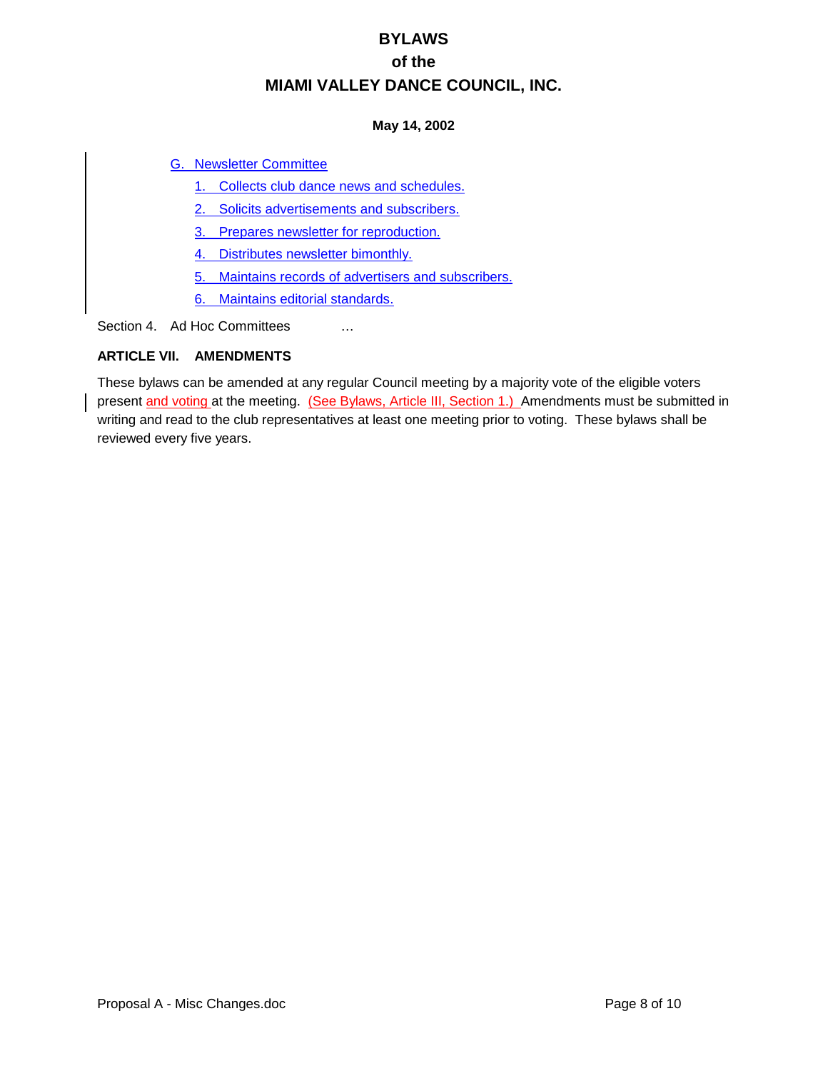# BYLAWS
# of the
# MIAMI VALLEY DANCE COUNCIL, INC.

**May 14, 2002**

G. Newsletter Committee

1. Collects club dance news and schedules.
2. Solicits advertisements and subscribers.
3. Prepares newsletter for reproduction.
4. Distributes newsletter bimonthly.
5. Maintains records of advertisers and subscribers.
6. Maintains editorial standards.

Section 4. Ad Hoc Committees …

**ARTICLE VII. AMENDMENTS**

These bylaws can be amended at any regular Council meeting by a majority vote of the eligible voters present and voting at the meeting. (See Bylaws, Article III, Section 1.) Amendments must be submitted in writing and read to the club representatives at least one meeting prior to voting. These bylaws shall be reviewed every five years.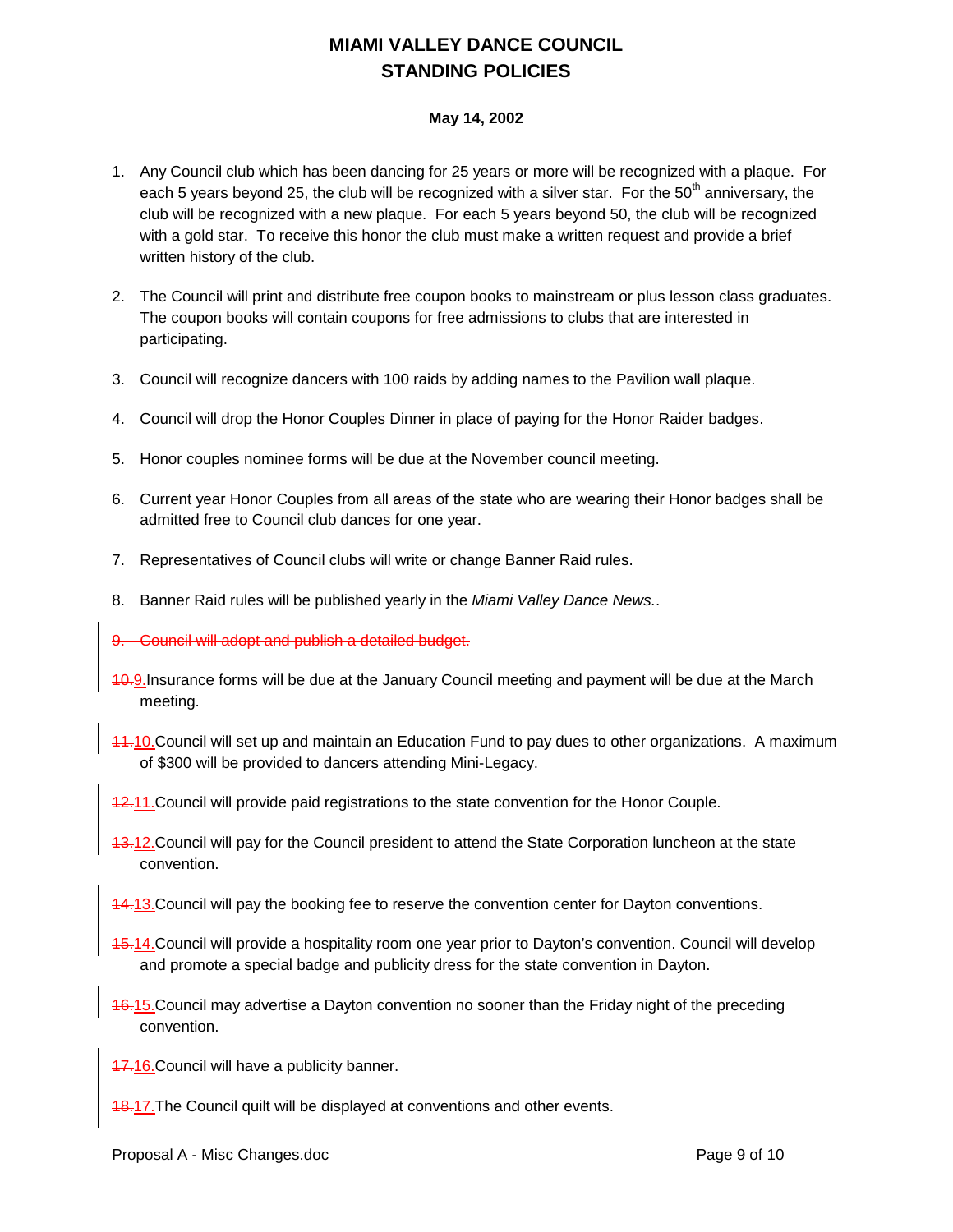# MIAMI VALLEY DANCE COUNCIL
# STANDING POLICIES

**May 14, 2002**

1. Any Council club which has been dancing for 25 years or more will be recognized with a plaque. For each 5 years beyond 25, the club will be recognized with a silver star. For the 50th anniversary, the club will be recognized with a new plaque. For each 5 years beyond 50, the club will be recognized with a gold star. To receive this honor the club must make a written request and provide a brief written history of the club.

2. The Council will print and distribute free coupon books to mainstream or plus lesson class graduates. The coupon books will contain coupons for free admissions to clubs that are interested in participating.

3. Council will recognize dancers with 100 raids by adding names to the Pavilion wall plaque.

4. Council will drop the Honor Couples Dinner in place of paying for the Honor Raider badges.

5. Honor couples nominee forms will be due at the November council meeting.

6. Current year Honor Couples from all areas of the state who are wearing their Honor badges shall be admitted free to Council club dances for one year.

7. Representatives of Council clubs will write or change Banner Raid rules.

8. Banner Raid rules will be published yearly in the *Miami Valley Dance News.*.

~~9. Council will adopt and publish a detailed budget.~~

~~10.~~9. Insurance forms will be due at the January Council meeting and payment will be due at the March meeting.

~~11.~~10. Council will set up and maintain an Education Fund to pay dues to other organizations. A maximum of $300 will be provided to dancers attending Mini-Legacy.

~~12.~~11. Council will provide paid registrations to the state convention for the Honor Couple.

~~13.~~12. Council will pay for the Council president to attend the State Corporation luncheon at the state convention.

~~14.~~13. Council will pay the booking fee to reserve the convention center for Dayton conventions.

~~15.~~14. Council will provide a hospitality room one year prior to Dayton's convention. Council will develop and promote a special badge and publicity dress for the state convention in Dayton.

~~16.~~15. Council may advertise a Dayton convention no sooner than the Friday night of the preceding convention.

~~17.~~16. Council will have a publicity banner.

~~18.~~17. The Council quilt will be displayed at conventions and other events.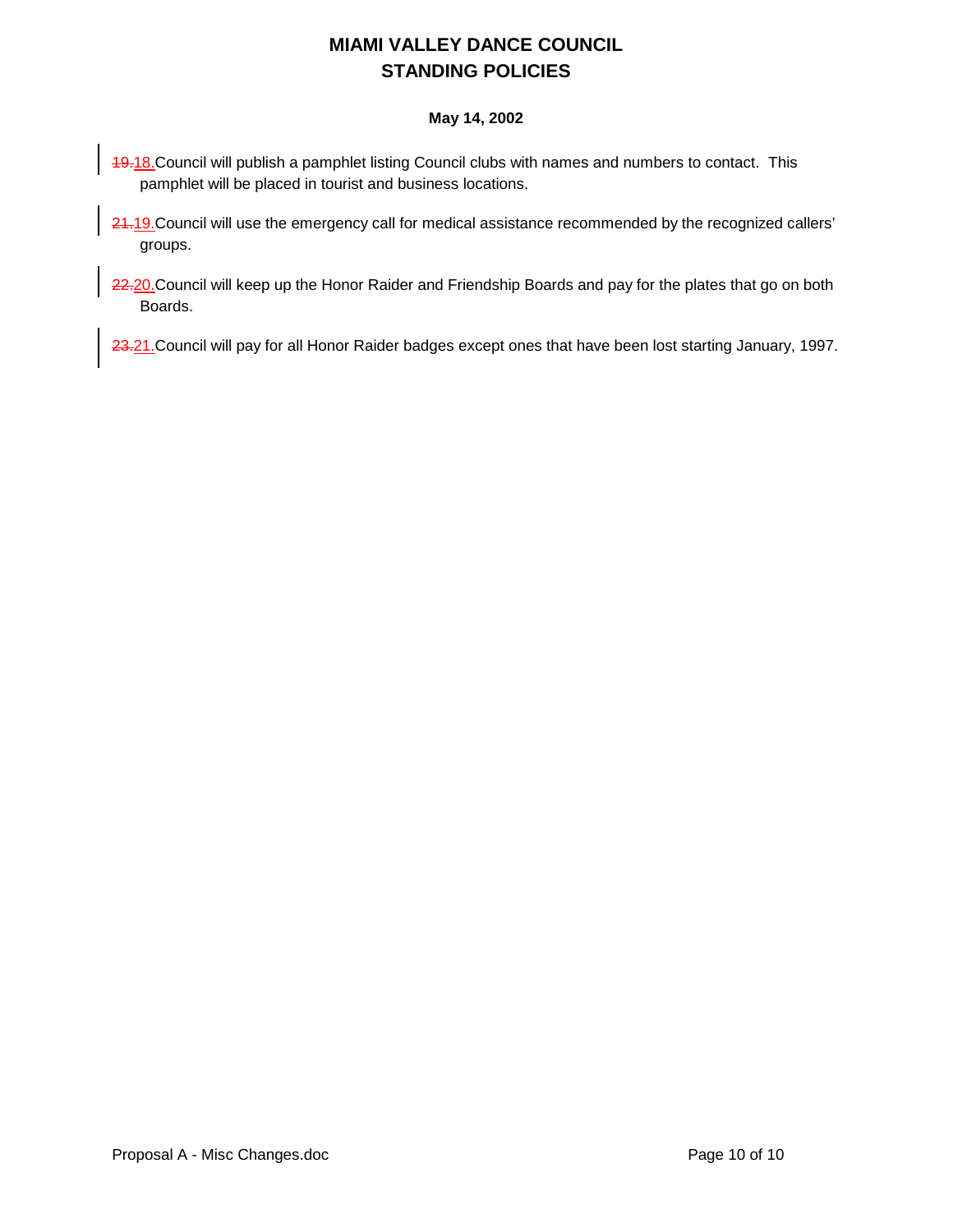# MIAMI VALLEY DANCE COUNCIL
# STANDING POLICIES

**May 14, 2002**

~~19.~~18. Council will publish a pamphlet listing Council clubs with names and numbers to contact. This pamphlet will be placed in tourist and business locations.

~~21.~~19. Council will use the emergency call for medical assistance recommended by the recognized callers' groups.

~~22.~~20. Council will keep up the Honor Raider and Friendship Boards and pay for the plates that go on both Boards.

~~23.~~21. Council will pay for all Honor Raider badges except ones that have been lost starting January, 1997.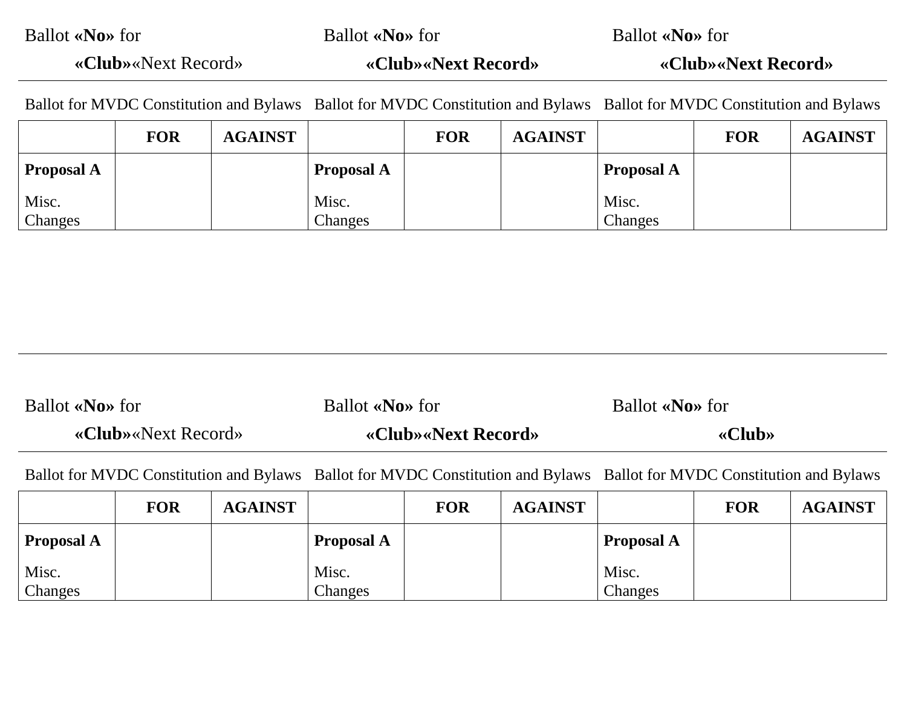Ballot **«No»** for **«Club»**«Next Record»

Ballot **«No»** for **«Club»«Next Record»**

Ballot **«No»** for **«Club»«Next Record»**

Ballot for MVDC Constitution and Bylaws

Ballot for MVDC Constitution and Bylaws

Ballot for MVDC Constitution and Bylaws

| | **FOR** | **AGAINST** | | **FOR** | **AGAINST** | | **FOR** | **AGAINST** |
|---|---|---|---|---|---|---|---|---|
| **Proposal A** Misc. Changes | | | **Proposal A** Misc. Changes | | | **Proposal A** Misc. Changes | | |

---

Ballot **«No»** for **«Club»**«Next Record»

Ballot **«No»** for **«Club»«Next Record»**

Ballot **«No»** for **«Club»**

Ballot for MVDC Constitution and Bylaws

Ballot for MVDC Constitution and Bylaws

Ballot for MVDC Constitution and Bylaws

| | **FOR** | **AGAINST** | | **FOR** | **AGAINST** | | **FOR** | **AGAINST** |
|---|---|---|---|---|---|---|---|---|
| **Proposal A** Misc. Changes | | | **Proposal A** Misc. Changes | | | **Proposal A** Misc. Changes | | |